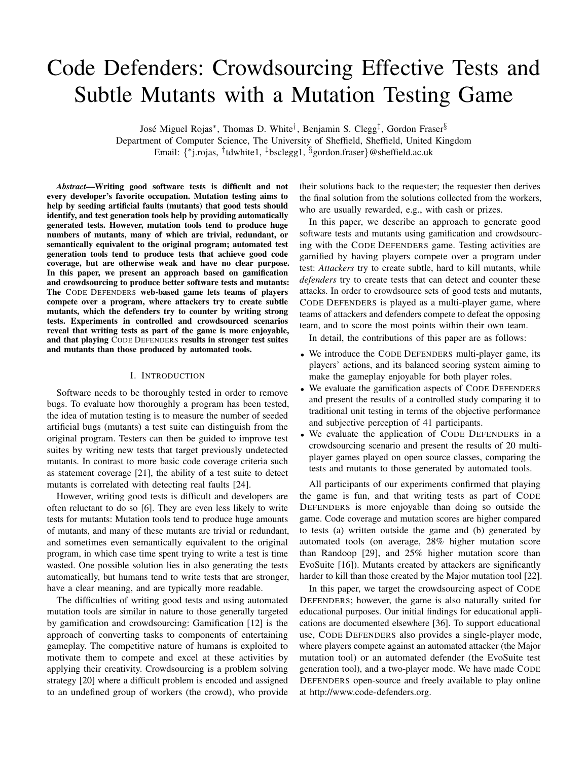# Code Defenders: Crowdsourcing Effective Tests and Subtle Mutants with a Mutation Testing Game

José Miguel Rojas[*], Thomas D. White[†], Benjamin S. Clegg[‡], Gordon Fraser[§]
Department of Computer Science, The University of Sheffield, Sheffield, United Kingdom
Email: {[*]j.rojas, [†]tdwhite1, [‡]bsclegg1, [§]gordon.fraser}@sheffield.ac.uk

***Abstract*—Writing good software tests is difficult and not every developer's favorite occupation. Mutation testing aims to help by seeding artificial faults (mutants) that good tests should identify, and test generation tools help by providing automatically generated tests. However, mutation tools tend to produce huge numbers of mutants, many of which are trivial, redundant, or semantically equivalent to the original program; automated test generation tools tend to produce tests that achieve good code coverage, but are otherwise weak and have no clear purpose. In this paper, we present an approach based on gamification and crowdsourcing to produce better software tests and mutants: The CODE DEFENDERS web-based game lets teams of players compete over a program, where attackers try to create subtle mutants, which the defenders try to counter by writing strong tests. Experiments in controlled and crowdsourced scenarios reveal that writing tests as part of the game is more enjoyable, and that playing CODE DEFENDERS results in stronger test suites and mutants than those produced by automated tools.**

## I. INTRODUCTION

Software needs to be thoroughly tested in order to remove bugs. To evaluate how thoroughly a program has been tested, the idea of mutation testing is to measure the number of seeded artificial bugs (mutants) a test suite can distinguish from the original program. Testers can then be guided to improve test suites by writing new tests that target previously undetected mutants. In contrast to more basic code coverage criteria such as statement coverage [21], the ability of a test suite to detect mutants is correlated with detecting real faults [24].

However, writing good tests is difficult and developers are often reluctant to do so [6]. They are even less likely to write tests for mutants: Mutation tools tend to produce huge amounts of mutants, and many of these mutants are trivial or redundant, and sometimes even semantically equivalent to the original program, in which case time spent trying to write a test is time wasted. One possible solution lies in also generating the tests automatically, but humans tend to write tests that are stronger, have a clear meaning, and are typically more readable.

The difficulties of writing good tests and using automated mutation tools are similar in nature to those generally targeted by gamification and crowdsourcing: Gamification [12] is the approach of converting tasks to components of entertaining gameplay. The competitive nature of humans is exploited to motivate them to compete and excel at these activities by applying their creativity. Crowdsourcing is a problem solving strategy [20] where a difficult problem is encoded and assigned to an undefined group of workers (the crowd), who provide their solutions back to the requester; the requester then derives the final solution from the solutions collected from the workers, who are usually rewarded, e.g., with cash or prizes.

In this paper, we describe an approach to generate good software tests and mutants using gamification and crowdsourcing with the CODE DEFENDERS game. Testing activities are gamified by having players compete over a program under test: *Attackers* try to create subtle, hard to kill mutants, while *defenders* try to create tests that can detect and counter these attacks. In order to crowdsource sets of good tests and mutants, CODE DEFENDERS is played as a multi-player game, where teams of attackers and defenders compete to defeat the opposing team, and to score the most points within their own team.

In detail, the contributions of this paper are as follows:

- We introduce the CODE DEFENDERS multi-player game, its players' actions, and its balanced scoring system aiming to make the gameplay enjoyable for both player roles.
- We evaluate the gamification aspects of CODE DEFENDERS and present the results of a controlled study comparing it to traditional unit testing in terms of the objective performance and subjective perception of 41 participants.
- We evaluate the application of CODE DEFENDERS in a crowdsourcing scenario and present the results of 20 multi-player games played on open source classes, comparing the tests and mutants to those generated by automated tools.

All participants of our experiments confirmed that playing the game is fun, and that writing tests as part of CODE DEFENDERS is more enjoyable than doing so outside the game. Code coverage and mutation scores are higher compared to tests (a) written outside the game and (b) generated by automated tools (on average, 28% higher mutation score than Randoop [29], and 25% higher mutation score than EvoSuite [16]). Mutants created by attackers are significantly harder to kill than those created by the Major mutation tool [22].

In this paper, we target the crowdsourcing aspect of CODE DEFENDERS; however, the game is also naturally suited for educational purposes. Our initial findings for educational applications are documented elsewhere [36]. To support educational use, CODE DEFENDERS also provides a single-player mode, where players compete against an automated attacker (the Major mutation tool) or an automated defender (the EvoSuite test generation tool), and a two-player mode. We have made CODE DEFENDERS open-source and freely available to play online at http://www.code-defenders.org.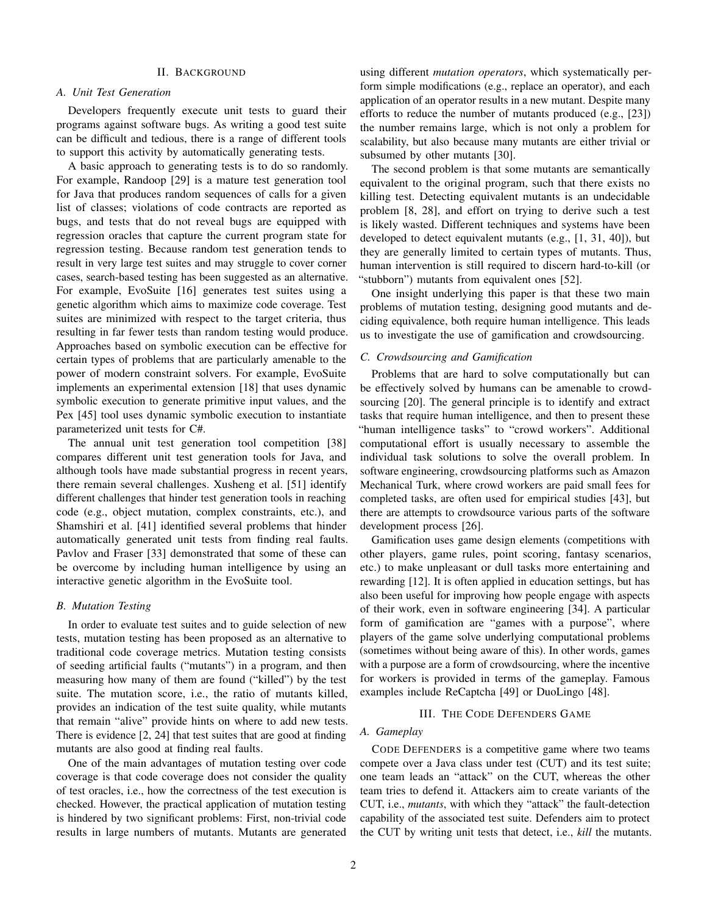## II. Background

### A. Unit Test Generation

Developers frequently execute unit tests to guard their programs against software bugs. As writing a good test suite can be difficult and tedious, there is a range of different tools to support this activity by automatically generating tests.

A basic approach to generating tests is to do so randomly. For example, Randoop [29] is a mature test generation tool for Java that produces random sequences of calls for a given list of classes; violations of code contracts are reported as bugs, and tests that do not reveal bugs are equipped with regression oracles that capture the current program state for regression testing. Because random test generation tends to result in very large test suites and may struggle to cover corner cases, search-based testing has been suggested as an alternative. For example, EvoSuite [16] generates test suites using a genetic algorithm which aims to maximize code coverage. Test suites are minimized with respect to the target criteria, thus resulting in far fewer tests than random testing would produce. Approaches based on symbolic execution can be effective for certain types of problems that are particularly amenable to the power of modern constraint solvers. For example, EvoSuite implements an experimental extension [18] that uses dynamic symbolic execution to generate primitive input values, and the Pex [45] tool uses dynamic symbolic execution to instantiate parameterized unit tests for C#.

The annual unit test generation tool competition [38] compares different unit test generation tools for Java, and although tools have made substantial progress in recent years, there remain several challenges. Xusheng et al. [51] identify different challenges that hinder test generation tools in reaching code (e.g., object mutation, complex constraints, etc.), and Shamshiri et al. [41] identified several problems that hinder automatically generated unit tests from finding real faults. Pavlov and Fraser [33] demonstrated that some of these can be overcome by including human intelligence by using an interactive genetic algorithm in the EvoSuite tool.

### B. Mutation Testing

In order to evaluate test suites and to guide selection of new tests, mutation testing has been proposed as an alternative to traditional code coverage metrics. Mutation testing consists of seeding artificial faults ("mutants") in a program, and then measuring how many of them are found ("killed") by the test suite. The mutation score, i.e., the ratio of mutants killed, provides an indication of the test suite quality, while mutants that remain "alive" provide hints on where to add new tests. There is evidence [2, 24] that test suites that are good at finding mutants are also good at finding real faults.

One of the main advantages of mutation testing over code coverage is that code coverage does not consider the quality of test oracles, i.e., how the correctness of the test execution is checked. However, the practical application of mutation testing is hindered by two significant problems: First, non-trivial code results in large numbers of mutants. Mutants are generated using different *mutation operators*, which systematically perform simple modifications (e.g., replace an operator), and each application of an operator results in a new mutant. Despite many efforts to reduce the number of mutants produced (e.g., [23]) the number remains large, which is not only a problem for scalability, but also because many mutants are either trivial or subsumed by other mutants [30].

The second problem is that some mutants are semantically equivalent to the original program, such that there exists no killing test. Detecting equivalent mutants is an undecidable problem [8, 28], and effort on trying to derive such a test is likely wasted. Different techniques and systems have been developed to detect equivalent mutants (e.g., [1, 31, 40]), but they are generally limited to certain types of mutants. Thus, human intervention is still required to discern hard-to-kill (or "stubborn") mutants from equivalent ones [52].

One insight underlying this paper is that these two main problems of mutation testing, designing good mutants and deciding equivalence, both require human intelligence. This leads us to investigate the use of gamification and crowdsourcing.

### C. Crowdsourcing and Gamification

Problems that are hard to solve computationally but can be effectively solved by humans can be amenable to crowdsourcing [20]. The general principle is to identify and extract tasks that require human intelligence, and then to present these "human intelligence tasks" to "crowd workers". Additional computational effort is usually necessary to assemble the individual task solutions to solve the overall problem. In software engineering, crowdsourcing platforms such as Amazon Mechanical Turk, where crowd workers are paid small fees for completed tasks, are often used for empirical studies [43], but there are attempts to crowdsource various parts of the software development process [26].

Gamification uses game design elements (competitions with other players, game rules, point scoring, fantasy scenarios, etc.) to make unpleasant or dull tasks more entertaining and rewarding [12]. It is often applied in education settings, but has also been useful for improving how people engage with aspects of their work, even in software engineering [34]. A particular form of gamification are "games with a purpose", where players of the game solve underlying computational problems (sometimes without being aware of this). In other words, games with a purpose are a form of crowdsourcing, where the incentive for workers is provided in terms of the gameplay. Famous examples include ReCaptcha [49] or DuoLingo [48].

## III. The Code Defenders Game

### A. Gameplay

Code Defenders is a competitive game where two teams compete over a Java class under test (CUT) and its test suite; one team leads an "attack" on the CUT, whereas the other team tries to defend it. Attackers aim to create variants of the CUT, i.e., *mutants*, with which they "attack" the fault-detection capability of the associated test suite. Defenders aim to protect the CUT by writing unit tests that detect, i.e., *kill* the mutants.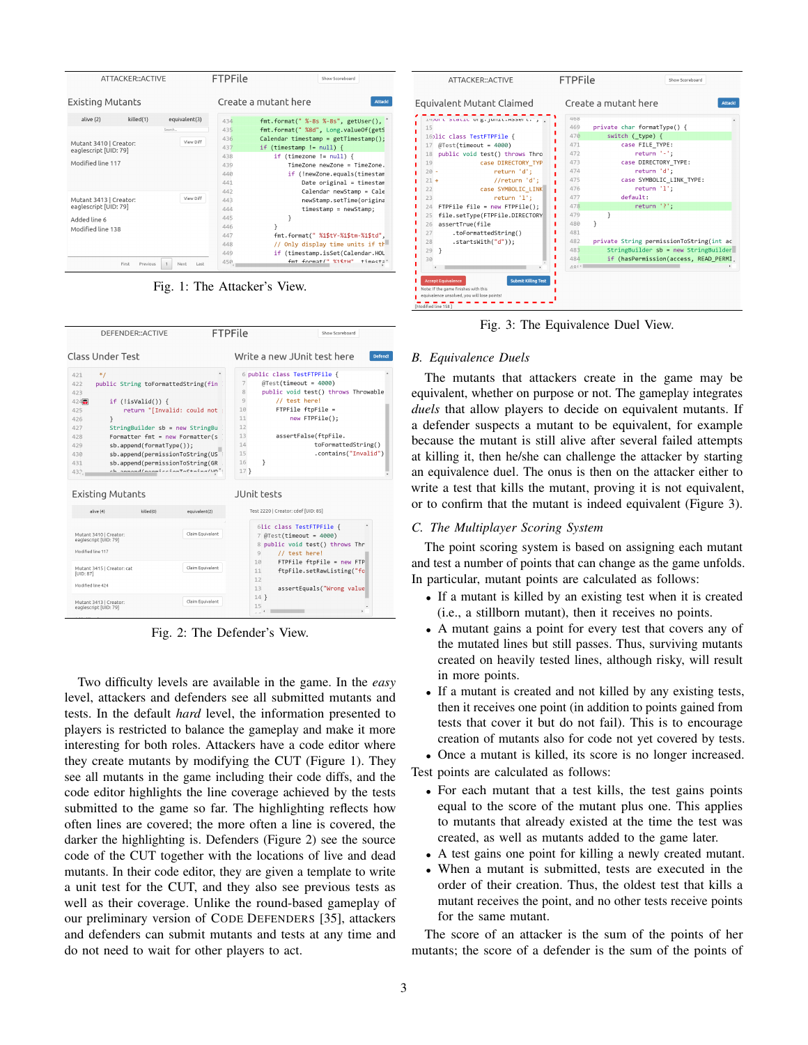Fig. 1: The Attacker's View.

Fig. 2: The Defender's View.

Two difficulty levels are available in the game. In the *easy* level, attackers and defenders see all submitted mutants and tests. In the default *hard* level, the information presented to players is restricted to balance the gameplay and make it more interesting for both roles. Attackers have a code editor where they create mutants by modifying the CUT (Figure 1). They see all mutants in the game including their code diffs, and the code editor highlights the line coverage achieved by the tests submitted to the game so far. The highlighting reflects how often lines are covered; the more often a line is covered, the darker the highlighting is. Defenders (Figure 2) see the source code of the CUT together with the locations of live and dead mutants. In their code editor, they are given a template to write a unit test for the CUT, and they also see previous tests as well as their coverage. Unlike the round-based gameplay of our preliminary version of CODE DEFENDERS [35], attackers and defenders can submit mutants and tests at any time and do not need to wait for other players to act.

Fig. 3: The Equivalence Duel View.

### B. Equivalence Duels

The mutants that attackers create in the game may be equivalent, whether on purpose or not. The gameplay integrates *duels* that allow players to decide on equivalent mutants. If a defender suspects a mutant to be equivalent, for example because the mutant is still alive after several failed attempts at killing it, then he/she can challenge the attacker by starting an equivalence duel. The onus is then on the attacker either to write a test that kills the mutant, proving it is not equivalent, or to confirm that the mutant is indeed equivalent (Figure 3).

### C. The Multiplayer Scoring System

The point scoring system is based on assigning each mutant and test a number of points that can change as the game unfolds. In particular, mutant points are calculated as follows:

- If a mutant is killed by an existing test when it is created (i.e., a stillborn mutant), then it receives no points.
- A mutant gains a point for every test that covers any of the mutated lines but still passes. Thus, surviving mutants created on heavily tested lines, although risky, will result in more points.
- If a mutant is created and not killed by any existing tests, then it receives one point (in addition to points gained from tests that cover it but do not fail). This is to encourage creation of mutants also for code not yet covered by tests.
- Once a mutant is killed, its score is no longer increased.

Test points are calculated as follows:

- For each mutant that a test kills, the test gains points equal to the score of the mutant plus one. This applies to mutants that already existed at the time the test was created, as well as mutants added to the game later.
- A test gains one point for killing a newly created mutant.
- When a mutant is submitted, tests are executed in the order of their creation. Thus, the oldest test that kills a mutant receives the point, and no other tests receive points for the same mutant.

The score of an attacker is the sum of the points of her mutants; the score of a defender is the sum of the points of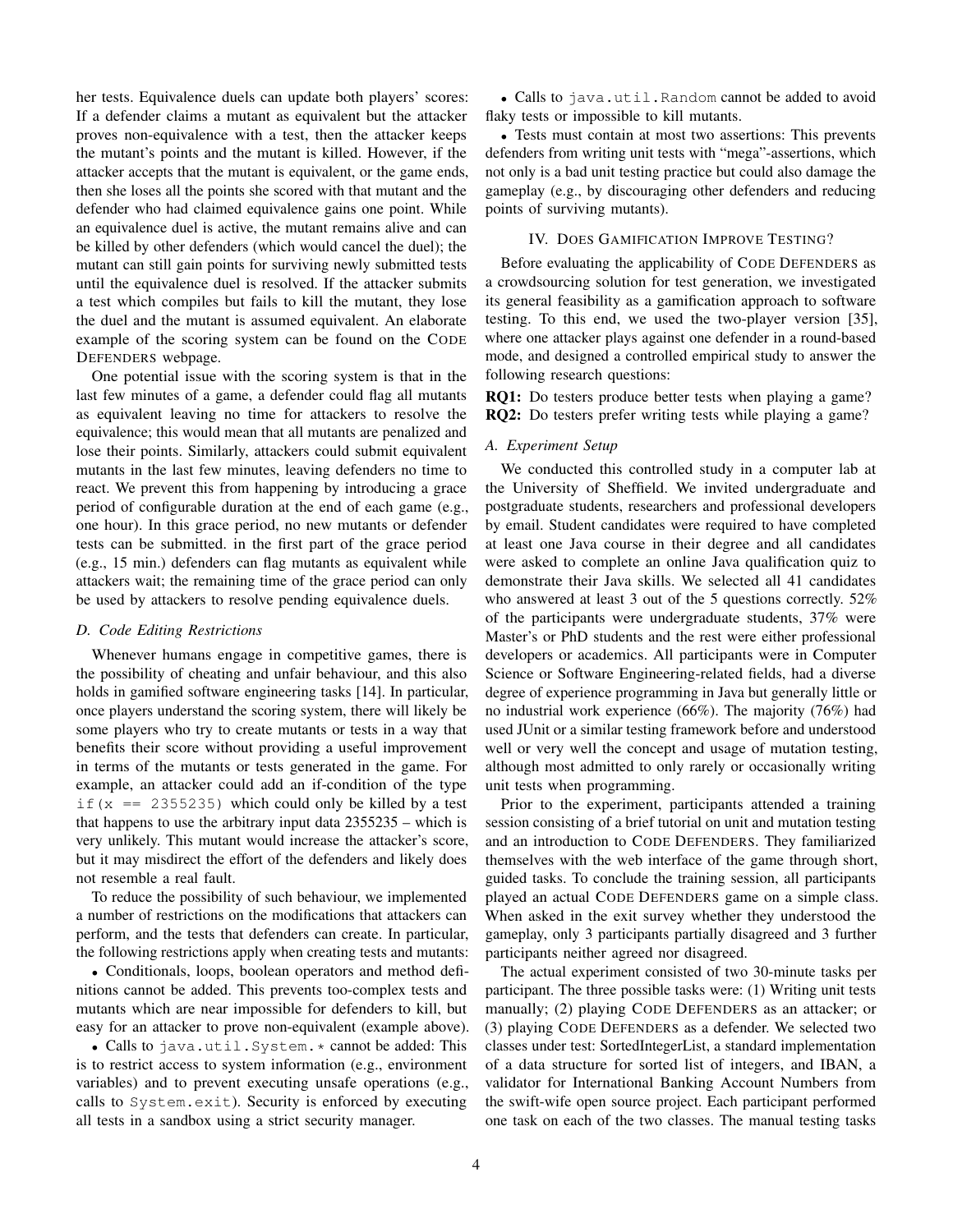her tests. Equivalence duels can update both players' scores: If a defender claims a mutant as equivalent but the attacker proves non-equivalence with a test, then the attacker keeps the mutant's points and the mutant is killed. However, if the attacker accepts that the mutant is equivalent, or the game ends, then she loses all the points she scored with that mutant and the defender who had claimed equivalence gains one point. While an equivalence duel is active, the mutant remains alive and can be killed by other defenders (which would cancel the duel); the mutant can still gain points for surviving newly submitted tests until the equivalence duel is resolved. If the attacker submits a test which compiles but fails to kill the mutant, they lose the duel and the mutant is assumed equivalent. An elaborate example of the scoring system can be found on the CODE DEFENDERS webpage.

One potential issue with the scoring system is that in the last few minutes of a game, a defender could flag all mutants as equivalent leaving no time for attackers to resolve the equivalence; this would mean that all mutants are penalized and lose their points. Similarly, attackers could submit equivalent mutants in the last few minutes, leaving defenders no time to react. We prevent this from happening by introducing a grace period of configurable duration at the end of each game (e.g., one hour). In this grace period, no new mutants or defender tests can be submitted. in the first part of the grace period (e.g., 15 min.) defenders can flag mutants as equivalent while attackers wait; the remaining time of the grace period can only be used by attackers to resolve pending equivalence duels.

### D. Code Editing Restrictions

Whenever humans engage in competitive games, there is the possibility of cheating and unfair behaviour, and this also holds in gamified software engineering tasks [14]. In particular, once players understand the scoring system, there will likely be some players who try to create mutants or tests in a way that benefits their score without providing a useful improvement in terms of the mutants or tests generated in the game. For example, an attacker could add an if-condition of the type `if(x == 2355235)` which could only be killed by a test that happens to use the arbitrary input data 2355235 – which is very unlikely. This mutant would increase the attacker's score, but it may misdirect the effort of the defenders and likely does not resemble a real fault.

To reduce the possibility of such behaviour, we implemented a number of restrictions on the modifications that attackers can perform, and the tests that defenders can create. In particular, the following restrictions apply when creating tests and mutants:

- Conditionals, loops, boolean operators and method definitions cannot be added. This prevents too-complex tests and mutants which are near impossible for defenders to kill, but easy for an attacker to prove non-equivalent (example above).
- Calls to `java.util.System.*` cannot be added: This is to restrict access to system information (e.g., environment variables) and to prevent executing unsafe operations (e.g., calls to `System.exit`). Security is enforced by executing all tests in a sandbox using a strict security manager.
- Calls to `java.util.Random` cannot be added to avoid flaky tests or impossible to kill mutants.
- Tests must contain at most two assertions: This prevents defenders from writing unit tests with "mega"-assertions, which not only is a bad unit testing practice but could also damage the gameplay (e.g., by discouraging other defenders and reducing points of surviving mutants).

## IV. DOES GAMIFICATION IMPROVE TESTING?

Before evaluating the applicability of CODE DEFENDERS as a crowdsourcing solution for test generation, we investigated its general feasibility as a gamification approach to software testing. To this end, we used the two-player version [35], where one attacker plays against one defender in a round-based mode, and designed a controlled empirical study to answer the following research questions:

**RQ1:** Do testers produce better tests when playing a game?
**RQ2:** Do testers prefer writing tests while playing a game?

### A. Experiment Setup

We conducted this controlled study in a computer lab at the University of Sheffield. We invited undergraduate and postgraduate students, researchers and professional developers by email. Student candidates were required to have completed at least one Java course in their degree and all candidates were asked to complete an online Java qualification quiz to demonstrate their Java skills. We selected all 41 candidates who answered at least 3 out of the 5 questions correctly. 52% of the participants were undergraduate students, 37% were Master's or PhD students and the rest were either professional developers or academics. All participants were in Computer Science or Software Engineering-related fields, had a diverse degree of experience programming in Java but generally little or no industrial work experience (66%). The majority (76%) had used JUnit or a similar testing framework before and understood well or very well the concept and usage of mutation testing, although most admitted to only rarely or occasionally writing unit tests when programming.

Prior to the experiment, participants attended a training session consisting of a brief tutorial on unit and mutation testing and an introduction to CODE DEFENDERS. They familiarized themselves with the web interface of the game through short, guided tasks. To conclude the training session, all participants played an actual CODE DEFENDERS game on a simple class. When asked in the exit survey whether they understood the gameplay, only 3 participants partially disagreed and 3 further participants neither agreed nor disagreed.

The actual experiment consisted of two 30-minute tasks per participant. The three possible tasks were: (1) Writing unit tests manually; (2) playing CODE DEFENDERS as an attacker; or (3) playing CODE DEFENDERS as a defender. We selected two classes under test: SortedIntegerList, a standard implementation of a data structure for sorted list of integers, and IBAN, a validator for International Banking Account Numbers from the swift-wife open source project. Each participant performed one task on each of the two classes. The manual testing tasks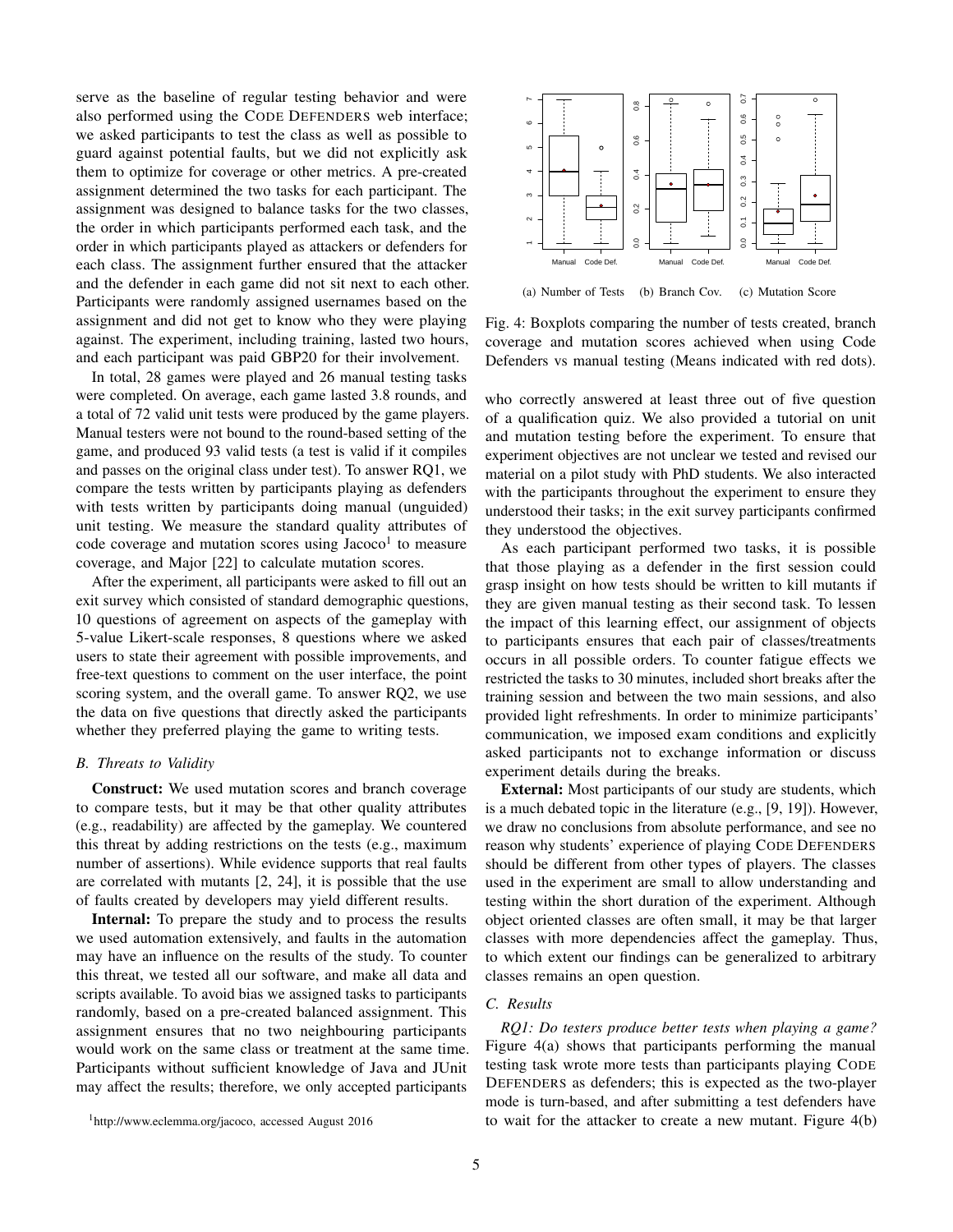serve as the baseline of regular testing behavior and were also performed using the CODE DEFENDERS web interface; we asked participants to test the class as well as possible to guard against potential faults, but we did not explicitly ask them to optimize for coverage or other metrics. A pre-created assignment determined the two tasks for each participant. The assignment was designed to balance tasks for the two classes, the order in which participants performed each task, and the order in which participants played as attackers or defenders for each class. The assignment further ensured that the attacker and the defender in each game did not sit next to each other. Participants were randomly assigned usernames based on the assignment and did not get to know who they were playing against. The experiment, including training, lasted two hours, and each participant was paid GBP20 for their involvement.

In total, 28 games were played and 26 manual testing tasks were completed. On average, each game lasted 3.8 rounds, and a total of 72 valid unit tests were produced by the game players. Manual testers were not bound to the round-based setting of the game, and produced 93 valid tests (a test is valid if it compiles and passes on the original class under test). To answer RQ1, we compare the tests written by participants playing as defenders with tests written by participants doing manual (unguided) unit testing. We measure the standard quality attributes of code coverage and mutation scores using Jacoco[1] to measure coverage, and Major [22] to calculate mutation scores.

After the experiment, all participants were asked to fill out an exit survey which consisted of standard demographic questions, 10 questions of agreement on aspects of the gameplay with 5-value Likert-scale responses, 8 questions where we asked users to state their agreement with possible improvements, and free-text questions to comment on the user interface, the point scoring system, and the overall game. To answer RQ2, we use the data on five questions that directly asked the participants whether they preferred playing the game to writing tests.

### B. Threats to Validity

**Construct:** We used mutation scores and branch coverage to compare tests, but it may be that other quality attributes (e.g., readability) are affected by the gameplay. We countered this threat by adding restrictions on the tests (e.g., maximum number of assertions). While evidence supports that real faults are correlated with mutants [2, 24], it is possible that the use of faults created by developers may yield different results.

**Internal:** To prepare the study and to process the results we used automation extensively, and faults in the automation may have an influence on the results of the study. To counter this threat, we tested all our software, and make all data and scripts available. To avoid bias we assigned tasks to participants randomly, based on a pre-created balanced assignment. This assignment ensures that no two neighbouring participants would work on the same class or treatment at the same time. Participants without sufficient knowledge of Java and JUnit may affect the results; therefore, we only accepted participants who correctly answered at least three out of five question of a qualification quiz. We also provided a tutorial on unit and mutation testing before the experiment. To ensure that experiment objectives are not unclear we tested and revised our material on a pilot study with PhD students. We also interacted with the participants throughout the experiment to ensure they understood their tasks; in the exit survey participants confirmed they understood the objectives.

As each participant performed two tasks, it is possible that those playing as a defender in the first session could grasp insight on how tests should be written to kill mutants if they are given manual testing as their second task. To lessen the impact of this learning effect, our assignment of objects to participants ensures that each pair of classes/treatments occurs in all possible orders. To counter fatigue effects we restricted the tasks to 30 minutes, included short breaks after the training session and between the two main sessions, and also provided light refreshments. In order to minimize participants' communication, we imposed exam conditions and explicitly asked participants not to exchange information or discuss experiment details during the breaks.

**External:** Most participants of our study are students, which is a much debated topic in the literature (e.g., [9, 19]). However, we draw no conclusions from absolute performance, and see no reason why students' experience of playing CODE DEFENDERS should be different from other types of players. The classes used in the experiment are small to allow understanding and testing within the short duration of the experiment. Although object oriented classes are often small, it may be that larger classes with more dependencies affect the gameplay. Thus, to which extent our findings can be generalized to arbitrary classes remains an open question.

(a) Number of Tests (b) Branch Cov. (c) Mutation Score

Fig. 4: Boxplots comparing the number of tests created, branch coverage and mutation scores achieved when using Code Defenders vs manual testing (Means indicated with red dots).

### C. Results

*RQ1: Do testers produce better tests when playing a game?* Figure 4(a) shows that participants performing the manual testing task wrote more tests than participants playing CODE DEFENDERS as defenders; this is expected as the two-player mode is turn-based, and after submitting a test defenders have to wait for the attacker to create a new mutant. Figure 4(b)

[1] http://www.eclemma.org/jacoco, accessed August 2016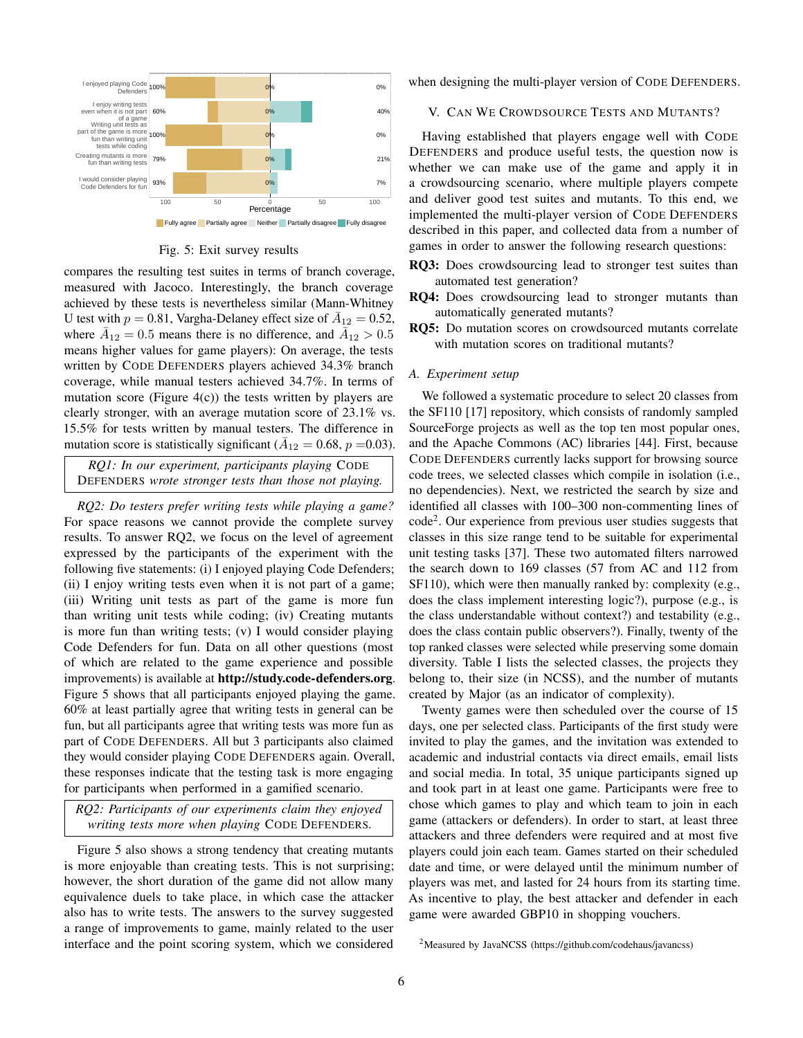Fig. 5: Exit survey results

compares the resulting test suites in terms of branch coverage, measured with Jacoco. Interestingly, the branch coverage achieved by these tests is nevertheless similar (Mann-Whitney U test with $p = 0.81$, Vargha-Delaney effect size of $\hat{A}_{12} = 0.52$, where $\hat{A}_{12} = 0.5$ means there is no difference, and $\hat{A}_{12} > 0.5$ means higher values for game players): On average, the tests written by Code Defenders players achieved 34.3% branch coverage, while manual testers achieved 34.7%. In terms of mutation score (Figure 4(c)) the tests written by players are clearly stronger, with an average mutation score of 23.1% vs. 15.5% for tests written by manual testers. The difference in mutation score is statistically significant ($\hat{A}_{12} = 0.68$, $p = 0.03$).

> *RQ1: In our experiment, participants playing* Code Defenders *wrote stronger tests than those not playing.*

*RQ2: Do testers prefer writing tests while playing a game?* For space reasons we cannot provide the complete survey results. To answer RQ2, we focus on the level of agreement expressed by the participants of the experiment with the following five statements: (i) I enjoyed playing Code Defenders; (ii) I enjoy writing tests even when it is not part of a game; (iii) Writing unit tests as part of the game is more fun than writing unit tests while coding; (iv) Creating mutants is more fun than writing tests; (v) I would consider playing Code Defenders for fun. Data on all other questions (most of which are related to the game experience and possible improvements) is available at **http://study.code-defenders.org**. Figure 5 shows that all participants enjoyed playing the game. 60% at least partially agree that writing tests in general can be fun, but all participants agree that writing tests was more fun as part of Code Defenders. All but 3 participants also claimed they would consider playing Code Defenders again. Overall, these responses indicate that the testing task is more engaging for participants when performed in a gamified scenario.

> *RQ2: Participants of our experiments claim they enjoyed writing tests more when playing* Code Defenders.

Figure 5 also shows a strong tendency that creating mutants is more enjoyable than creating tests. This is not surprising; however, the short duration of the game did not allow many equivalence duels to take place, in which case the attacker also has to write tests. The answers to the survey suggested a range of improvements to game, mainly related to the user interface and the point scoring system, which we considered when designing the multi-player version of Code Defenders.

## V. Can We Crowdsource Tests and Mutants?

Having established that players engage well with Code Defenders and produce useful tests, the question now is whether we can make use of the game and apply it in a crowdsourcing scenario, where multiple players compete and deliver good test suites and mutants. To this end, we implemented the multi-player version of Code Defenders described in this paper, and collected data from a number of games in order to answer the following research questions:

- **RQ3:** Does crowdsourcing lead to stronger test suites than automated test generation?
- **RQ4:** Does crowdsourcing lead to stronger mutants than automatically generated mutants?
- **RQ5:** Do mutation scores on crowdsourced mutants correlate with mutation scores on traditional mutants?

### A. Experiment setup

We followed a systematic procedure to select 20 classes from the SF110 [17] repository, which consists of randomly sampled SourceForge projects as well as the top ten most popular ones, and the Apache Commons (AC) libraries [44]. First, because Code Defenders currently lacks support for browsing source code trees, we selected classes which compile in isolation (i.e., no dependencies). Next, we restricted the search by size and identified all classes with 100–300 non-commenting lines of code[2]. Our experience from previous user studies suggests that classes in this size range tend to be suitable for experimental unit testing tasks [37]. These two automated filters narrowed the search down to 169 classes (57 from AC and 112 from SF110), which were then manually ranked by: complexity (e.g., does the class implement interesting logic?), purpose (e.g., is the class understandable without context?) and testability (e.g., does the class contain public observers?). Finally, twenty of the top ranked classes were selected while preserving some domain diversity. Table I lists the selected classes, the projects they belong to, their size (in NCSS), and the number of mutants created by Major (as an indicator of complexity).

Twenty games were then scheduled over the course of 15 days, one per selected class. Participants of the first study were invited to play the games, and the invitation was extended to academic and industrial contacts via direct emails, email lists and social media. In total, 35 unique participants signed up and took part in at least one game. Participants were free to chose which games to play and which team to join in each game (attackers or defenders). In order to start, at least three attackers and three defenders were required and at most five players could join each team. Games started on their scheduled date and time, or were delayed until the minimum number of players was met, and lasted for 24 hours from its starting time. As incentive to play, the best attacker and defender in each game were awarded GBP10 in shopping vouchers.

[2] Measured by JavaNCSS (https://github.com/codehaus/javancss)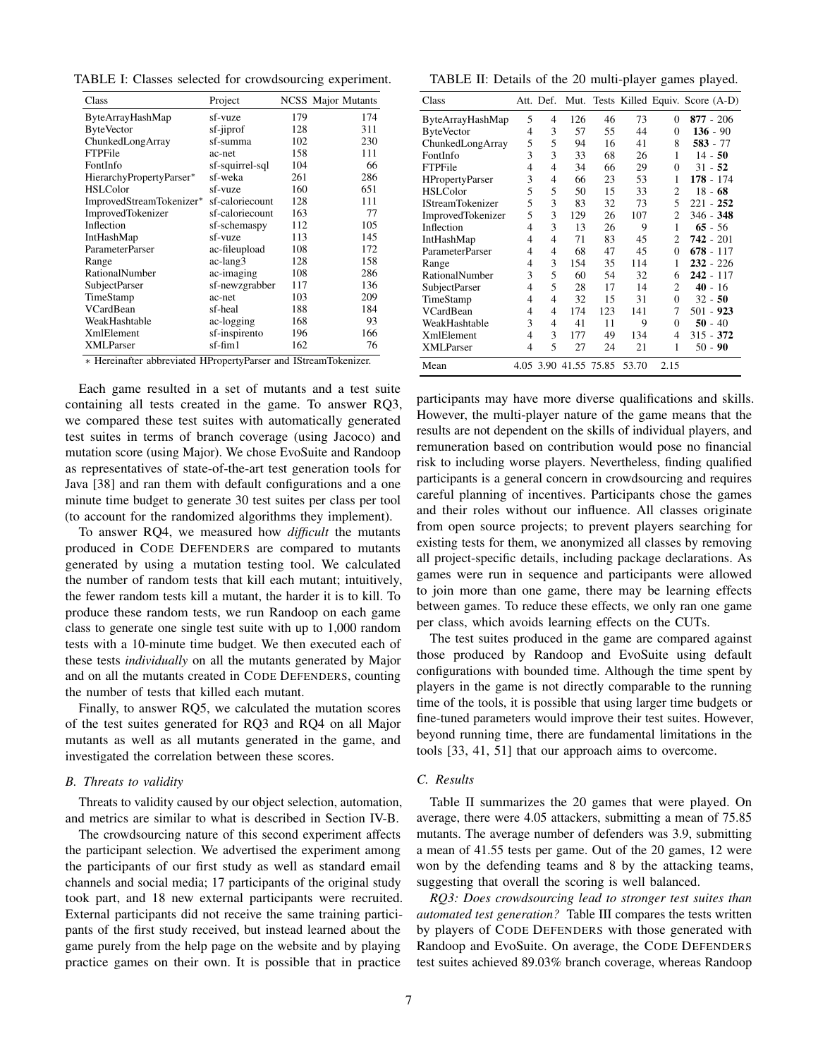TABLE I: Classes selected for crowdsourcing experiment.

| Class | Project | NCSS | Major Mutants |
|---|---|---|---|
| ByteArrayHashMap | sf-vuze | 179 | 174 |
| ByteVector | sf-jiprof | 128 | 311 |
| ChunkedLongArray | sf-summa | 102 | 230 |
| FTPFile | ac-net | 158 | 111 |
| FontInfo | sf-squirrel-sql | 104 | 66 |
| HierarchyPropertyParser* | sf-weka | 261 | 286 |
| HSLColor | sf-vuze | 160 | 651 |
| ImprovedStreamTokenizer* | sf-caloriecount | 128 | 111 |
| ImprovedTokenizer | sf-caloriecount | 163 | 77 |
| Inflection | sf-schemaspy | 112 | 105 |
| IntHashMap | sf-vuze | 113 | 145 |
| ParameterParser | ac-fileupload | 108 | 172 |
| Range | ac-lang3 | 128 | 158 |
| RationalNumber | ac-imaging | 108 | 286 |
| SubjectParser | sf-newzgrabber | 117 | 136 |
| TimeStamp | ac-net | 103 | 209 |
| VCardBean | sf-heal | 188 | 184 |
| WeakHashtable | ac-logging | 168 | 93 |
| XmlElement | sf-inspirento | 196 | 166 |
| XMLParser | sf-fim1 | 162 | 76 |

* Hereinafter abbreviated HPropertyParser and IStreamTokenizer.

Each game resulted in a set of mutants and a test suite containing all tests created in the game. To answer RQ3, we compared these test suites with automatically generated test suites in terms of branch coverage (using Jacoco) and mutation score (using Major). We chose EvoSuite and Randoop as representatives of state-of-the-art test generation tools for Java [38] and ran them with default configurations and a one minute time budget to generate 30 test suites per class per tool (to account for the randomized algorithms they implement).

To answer RQ4, we measured how *difficult* the mutants produced in CODE DEFENDERS are compared to mutants generated by using a mutation testing tool. We calculated the number of random tests that kill each mutant; intuitively, the fewer random tests kill a mutant, the harder it is to kill. To produce these random tests, we run Randoop on each game class to generate one single test suite with up to 1,000 random tests with a 10-minute time budget. We then executed each of these tests *individually* on all the mutants generated by Major and on all the mutants created in CODE DEFENDERS, counting the number of tests that killed each mutant.

Finally, to answer RQ5, we calculated the mutation scores of the test suites generated for RQ3 and RQ4 on all Major mutants as well as all mutants generated in the game, and investigated the correlation between these scores.

### B. Threats to validity

Threats to validity caused by our object selection, automation, and metrics are similar to what is described in Section IV-B.

The crowdsourcing nature of this second experiment affects the participant selection. We advertised the experiment among the participants of our first study as well as standard email channels and social media; 17 participants of the original study took part, and 18 new external participants were recruited. External participants did not receive the same training participants of the first study received, but instead learned about the game purely from the help page on the website and by playing practice games on their own. It is possible that in practice participants may have more diverse qualifications and skills. However, the multi-player nature of the game means that the results are not dependent on the skills of individual players, and remuneration based on contribution would pose no financial risk to including worse players. Nevertheless, finding qualified participants is a general concern in crowdsourcing and requires careful planning of incentives. Participants chose the games and their roles without our influence. All classes originate from open source projects; to prevent players searching for existing tests for them, we anonymized all classes by removing all project-specific details, including package declarations. As games were run in sequence and participants were allowed to join more than one game, there may be learning effects between games. To reduce these effects, we only ran one game per class, which avoids learning effects on the CUTs.

The test suites produced in the game are compared against those produced by Randoop and EvoSuite using default configurations with bounded time. Although the time spent by players in the game is not directly comparable to the running time of the tools, it is possible that using larger time budgets or fine-tuned parameters would improve their test suites. However, beyond running time, there are fundamental limitations in the tools [33, 41, 51] that our approach aims to overcome.

TABLE II: Details of the 20 multi-player games played.

| Class | Att. | Def. | Mut. | Tests | Killed | Equiv. | Score (A-D) |
|---|---|---|---|---|---|---|---|
| ByteArrayHashMap | 5 | 4 | 126 | 46 | 73 | 0 | **877** - 206 |
| ByteVector | 4 | 3 | 57 | 55 | 44 | 0 | **136** - 90 |
| ChunkedLongArray | 5 | 5 | 94 | 16 | 41 | 8 | **583** - 77 |
| FontInfo | 3 | 3 | 33 | 68 | 26 | 1 | 14 - **50** |
| FTPFile | 4 | 4 | 34 | 66 | 29 | 0 | 31 - **52** |
| HPropertyParser | 3 | 4 | 66 | 23 | 53 | 1 | **178** - 174 |
| HSLColor | 5 | 5 | 50 | 15 | 33 | 2 | 18 - **68** |
| IStreamTokenizer | 5 | 3 | 83 | 32 | 73 | 5 | 221 - **252** |
| ImprovedTokenizer | 5 | 3 | 129 | 26 | 107 | 2 | 346 - **348** |
| Inflection | 4 | 3 | 13 | 26 | 9 | 1 | **65** - 56 |
| IntHashMap | 4 | 4 | 71 | 83 | 45 | 2 | **742** - 201 |
| ParameterParser | 4 | 4 | 68 | 47 | 45 | 0 | **678** - 117 |
| Range | 4 | 3 | 154 | 35 | 114 | 1 | **232** - 226 |
| RationalNumber | 3 | 5 | 60 | 54 | 32 | 6 | **242** - 117 |
| SubjectParser | 4 | 5 | 28 | 17 | 14 | 2 | **40** - 16 |
| TimeStamp | 4 | 4 | 32 | 15 | 31 | 0 | 32 - **50** |
| VCardBean | 4 | 4 | 174 | 123 | 141 | 7 | 501 - **923** |
| WeakHashtable | 3 | 4 | 41 | 11 | 9 | 0 | **50** - 40 |
| XmlElement | 4 | 3 | 177 | 49 | 134 | 4 | 315 - **372** |
| XMLParser | 4 | 5 | 27 | 24 | 21 | 1 | 50 - **90** |
| Mean | 4.05 | 3.90 | 41.55 | 75.85 | 53.70 | 2.15 | |

### C. Results

Table II summarizes the 20 games that were played. On average, there were 4.05 attackers, submitting a mean of 75.85 mutants. The average number of defenders was 3.9, submitting a mean of 41.55 tests per game. Out of the 20 games, 12 were won by the defending teams and 8 by the attacking teams, suggesting that overall the scoring is well balanced.

*RQ3: Does crowdsourcing lead to stronger test suites than automated test generation?* Table III compares the tests written by players of CODE DEFENDERS with those generated with Randoop and EvoSuite. On average, the CODE DEFENDERS test suites achieved 89.03% branch coverage, whereas Randoop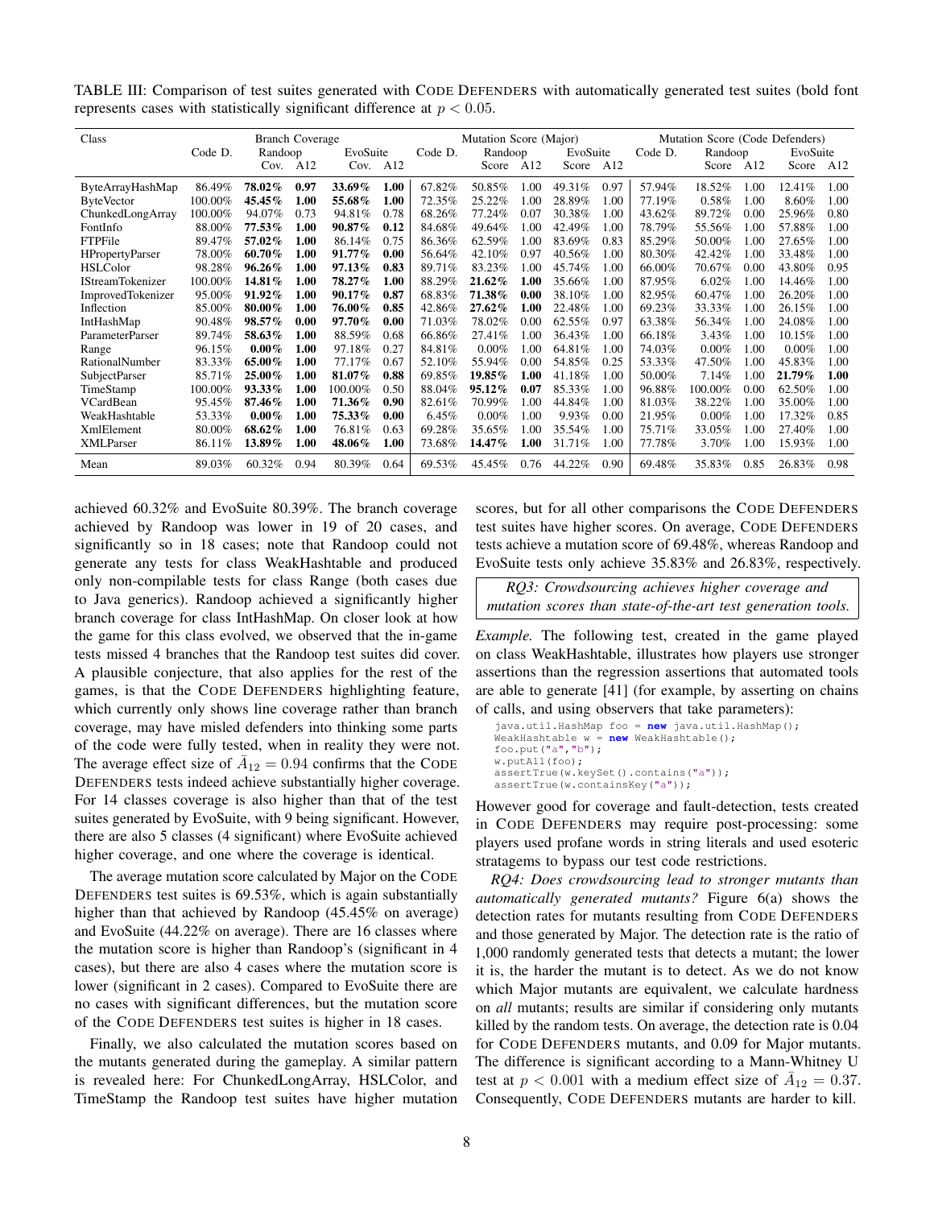TABLE III: Comparison of test suites generated with CODE DEFENDERS with automatically generated test suites (bold font represents cases with statistically significant difference at $p < 0.05$.

| Class | Branch Coverage | | | | | Mutation Score (Major) | | | | | Mutation Score (Code Defenders) | | | | |
|---|---|---|---|---|---|---|---|---|---|---|---|---|---|---|---|
| | Code D. | Randoop | | EvoSuite | | Code D. | Randoop | | EvoSuite | | Code D. | Randoop | | EvoSuite | |
| | | Cov. | A12 | Cov. | A12 | | Score | A12 | Score | A12 | | Score | A12 | Score | A12 |
| ByteArrayHashMap | 86.49% | **78.02%** | **0.97** | **33.69%** | **1.00** | 67.82% | 50.85% | 1.00 | 49.31% | 0.97 | 57.94% | 18.52% | 1.00 | 12.41% | 1.00 |
| ByteVector | 100.00% | **45.45%** | **1.00** | **55.68%** | **1.00** | 72.35% | 25.22% | 1.00 | 28.89% | 1.00 | 77.19% | 0.58% | 1.00 | 8.60% | 1.00 |
| ChunkedLongArray | 100.00% | 94.07% | 0.73 | 94.81% | 0.78 | 68.26% | 77.24% | 0.07 | 30.38% | 1.00 | 43.62% | 89.72% | 0.00 | 25.96% | 0.80 |
| FontInfo | 88.00% | **77.53%** | **1.00** | **90.87%** | **0.12** | 84.68% | 49.64% | 1.00 | 42.49% | 1.00 | 78.79% | 55.56% | 1.00 | 57.88% | 1.00 |
| FTPFile | 89.47% | **57.02%** | **1.00** | 86.14% | 0.75 | 86.36% | 62.59% | 1.00 | 83.69% | 0.83 | 85.29% | 50.00% | 1.00 | 27.65% | 1.00 |
| HPropertyParser | 78.00% | **60.70%** | **1.00** | **91.77%** | **0.00** | 56.64% | 42.10% | 0.97 | 40.56% | 1.00 | 80.30% | 42.42% | 1.00 | 33.48% | 1.00 |
| HSLColor | 98.28% | **96.26%** | **1.00** | **97.13%** | **0.83** | 89.71% | 83.23% | 1.00 | 45.74% | 1.00 | 66.00% | 70.67% | 0.00 | 43.80% | 0.95 |
| IStreamTokenizer | 100.00% | **14.81%** | **1.00** | **78.27%** | **1.00** | 88.29% | **21.62%** | **1.00** | 35.66% | 1.00 | 87.95% | 6.02% | 1.00 | 14.46% | 1.00 |
| ImprovedTokenizer | 95.00% | **91.92%** | **1.00** | **90.17%** | **0.87** | 68.83% | **71.38%** | **0.00** | 38.10% | 1.00 | 82.95% | 60.47% | 1.00 | 26.20% | 1.00 |
| Inflection | 85.00% | **80.00%** | **1.00** | **76.00%** | **0.85** | 42.86% | **27.62%** | **1.00** | 22.48% | 1.00 | 69.23% | 33.33% | 1.00 | 26.15% | 1.00 |
| IntHashMap | 90.48% | **98.57%** | **0.00** | **97.70%** | **0.00** | 71.03% | 78.02% | 0.00 | 62.55% | 0.97 | 63.38% | 56.34% | 1.00 | 24.08% | 1.00 |
| ParameterParser | 89.74% | **58.63%** | **1.00** | 88.59% | 0.68 | 66.86% | 27.41% | 1.00 | 36.43% | 1.00 | 66.18% | 3.43% | 1.00 | 10.15% | 1.00 |
| Range | 96.15% | **0.00%** | **1.00** | 97.18% | 0.27 | 84.81% | 0.00% | 1.00 | 64.81% | 1.00 | 74.03% | 0.00% | 1.00 | 0.00% | 1.00 |
| RationalNumber | 83.33% | **65.00%** | **1.00** | 77.17% | 0.67 | 52.10% | 55.94% | 0.00 | 54.85% | 0.25 | 53.33% | 47.50% | 1.00 | 45.83% | 1.00 |
| SubjectParser | 85.71% | **25.00%** | **1.00** | **81.07%** | **0.88** | 69.85% | **19.85%** | **1.00** | 41.18% | 1.00 | 50.00% | 7.14% | 1.00 | **21.79%** | **1.00** |
| TimeStamp | 100.00% | **93.33%** | **1.00** | 100.00% | 0.50 | 88.04% | **95.12%** | **0.07** | 85.33% | 1.00 | 96.88% | 100.00% | 0.00 | 62.50% | 1.00 |
| VCardBean | 95.45% | **87.46%** | **1.00** | **71.36%** | **0.90** | 82.61% | 70.99% | 1.00 | 44.84% | 1.00 | 81.03% | 38.22% | 1.00 | 35.00% | 1.00 |
| WeakHashtable | 53.33% | **0.00%** | **1.00** | **75.33%** | **0.00** | 6.45% | 0.00% | 1.00 | 9.93% | 0.00 | 21.95% | 0.00% | 1.00 | 17.32% | 0.85 |
| XmlElement | 80.00% | **68.62%** | **1.00** | 76.81% | 0.63 | 69.28% | 35.65% | 1.00 | 35.54% | 1.00 | 75.71% | 33.05% | 1.00 | 27.40% | 1.00 |
| XMLParser | 86.11% | **13.89%** | **1.00** | **48.06%** | **1.00** | 73.68% | **14.47%** | **1.00** | 31.71% | 1.00 | 77.78% | 3.70% | 1.00 | 15.93% | 1.00 |
| Mean | 89.03% | 60.32% | 0.94 | 80.39% | 0.64 | 69.53% | 45.45% | 0.76 | 44.22% | 0.90 | 69.48% | 35.83% | 0.85 | 26.83% | 0.98 |

achieved 60.32% and EvoSuite 80.39%. The branch coverage achieved by Randoop was lower in 19 of 20 cases, and significantly so in 18 cases; note that Randoop could not generate any tests for class WeakHashtable and produced only non-compilable tests for class Range (both cases due to Java generics). Randoop achieved a significantly higher branch coverage for class IntHashMap. On closer look at how the game for this class evolved, we observed that the in-game tests missed 4 branches that the Randoop test suites did cover. A plausible conjecture, that also applies for the rest of the games, is that the CODE DEFENDERS highlighting feature, which currently only shows line coverage rather than branch coverage, may have misled defenders into thinking some parts of the code were fully tested, when in reality they were not. The average effect size of $\hat{A}_{12} = 0.94$ confirms that the CODE DEFENDERS tests indeed achieve substantially higher coverage. For 14 classes coverage is also higher than that of the test suites generated by EvoSuite, with 9 being significant. However, there are also 5 classes (4 significant) where EvoSuite achieved higher coverage, and one where the coverage is identical.

The average mutation score calculated by Major on the CODE DEFENDERS test suites is 69.53%, which is again substantially higher than that achieved by Randoop (45.45% on average) and EvoSuite (44.22% on average). There are 16 classes where the mutation score is higher than Randoop's (significant in 4 cases), but there are also 4 cases where the mutation score is lower (significant in 2 cases). Compared to EvoSuite there are no cases with significant differences, but the mutation score of the CODE DEFENDERS test suites is higher in 18 cases.

Finally, we also calculated the mutation scores based on the mutants generated during the gameplay. A similar pattern is revealed here: For ChunkedLongArray, HSLColor, and TimeStamp the Randoop test suites have higher mutation scores, but for all other comparisons the CODE DEFENDERS test suites have higher scores. On average, CODE DEFENDERS tests achieve a mutation score of 69.48%, whereas Randoop and EvoSuite tests only achieve 35.83% and 26.83%, respectively.

> *RQ3: Crowdsourcing achieves higher coverage and mutation scores than state-of-the-art test generation tools.*

*Example.* The following test, created in the game played on class WeakHashtable, illustrates how players use stronger assertions than the regression assertions that automated tools are able to generate [41] (for example, by asserting on chains of calls, and using observers that take parameters):

```
java.util.HashMap foo = new java.util.HashMap();
WeakHashtable w = new WeakHashtable();
foo.put("a","b");
w.putAll(foo);
assertTrue(w.keySet().contains("a"));
assertTrue(w.containsKey("a"));
```

However good for coverage and fault-detection, tests created in CODE DEFENDERS may require post-processing: some players used profane words in string literals and used esoteric stratagems to bypass our test code restrictions.

*RQ4: Does crowdsourcing lead to stronger mutants than automatically generated mutants?* Figure 6(a) shows the detection rates for mutants resulting from CODE DEFENDERS and those generated by Major. The detection rate is the ratio of 1,000 randomly generated tests that detects a mutant; the lower it is, the harder the mutant is to detect. As we do not know which Major mutants are equivalent, we calculate hardness on *all* mutants; results are similar if considering only mutants killed by the random tests. On average, the detection rate is 0.04 for CODE DEFENDERS mutants, and 0.09 for Major mutants. The difference is significant according to a Mann-Whitney U test at $p < 0.001$ with a medium effect size of $\hat{A}_{12} = 0.37$. Consequently, CODE DEFENDERS mutants are harder to kill.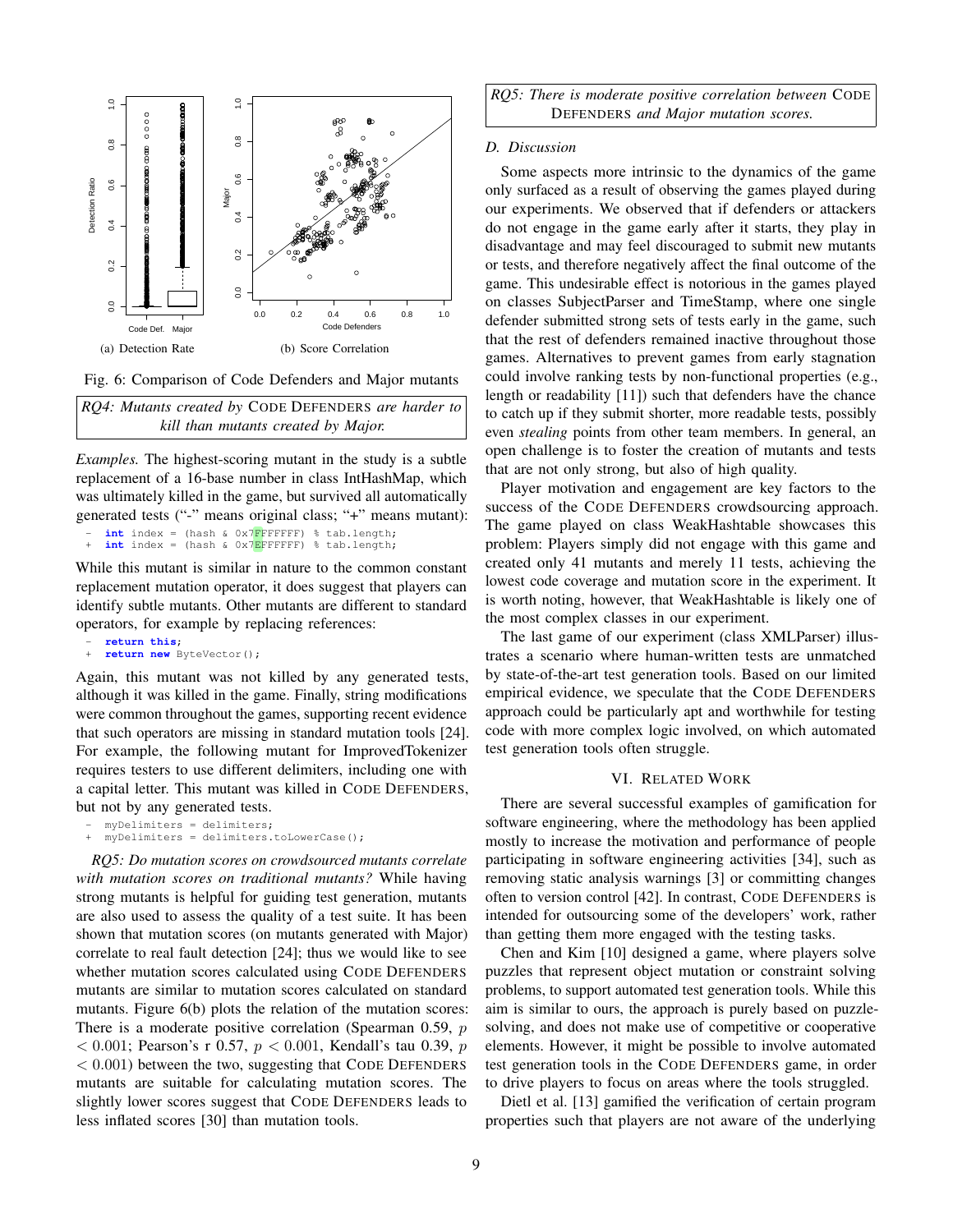(a) Detection Rate

(b) Score Correlation

Fig. 6: Comparison of Code Defenders and Major mutants

*RQ4: Mutants created by* CODE DEFENDERS *are harder to kill than mutants created by Major.*

*Examples.* The highest-scoring mutant in the study is a subtle replacement of a 16-base number in class IntHashMap, which was ultimately killed in the game, but survived all automatically generated tests ("-" means original class; "+" means mutant):

```
-   int index = (hash & 0x7FFFFFFF) % tab.length;
+   int index = (hash & 0x7EFFFFFF) % tab.length;
```

While this mutant is similar in nature to the common constant replacement mutation operator, it does suggest that players can identify subtle mutants. Other mutants are different to standard operators, for example by replacing references:

```
-   return this;
+   return new ByteVector();
```

Again, this mutant was not killed by any generated tests, although it was killed in the game. Finally, string modifications were common throughout the games, supporting recent evidence that such operators are missing in standard mutation tools [24]. For example, the following mutant for ImprovedTokenizer requires testers to use different delimiters, including one with a capital letter. This mutant was killed in CODE DEFENDERS, but not by any generated tests.

```
-   myDelimiters = delimiters;
+   myDelimiters = delimiters.toLowerCase();
```

*RQ5: Do mutation scores on crowdsourced mutants correlate with mutation scores on traditional mutants?* While having strong mutants is helpful for guiding test generation, mutants are also used to assess the quality of a test suite. It has been shown that mutation scores (on mutants generated with Major) correlate to real fault detection [24]; thus we would like to see whether mutation scores calculated using CODE DEFENDERS mutants are similar to mutation scores calculated on standard mutants. Figure 6(b) plots the relation of the mutation scores: There is a moderate positive correlation (Spearman 0.59, $p < 0.001$; Pearson's r 0.57, $p < 0.001$, Kendall's tau 0.39, $p < 0.001$) between the two, suggesting that CODE DEFENDERS mutants are suitable for calculating mutation scores. The slightly lower scores suggest that CODE DEFENDERS leads to less inflated scores [30] than mutation tools.

*RQ5: There is moderate positive correlation between* CODE DEFENDERS *and Major mutation scores.*

### D. Discussion

Some aspects more intrinsic to the dynamics of the game only surfaced as a result of observing the games played during our experiments. We observed that if defenders or attackers do not engage in the game early after it starts, they play in disadvantage and may feel discouraged to submit new mutants or tests, and therefore negatively affect the final outcome of the game. This undesirable effect is notorious in the games played on classes SubjectParser and TimeStamp, where one single defender submitted strong sets of tests early in the game, such that the rest of defenders remained inactive throughout those games. Alternatives to prevent games from early stagnation could involve ranking tests by non-functional properties (e.g., length or readability [11]) such that defenders have the chance to catch up if they submit shorter, more readable tests, possibly even *stealing* points from other team members. In general, an open challenge is to foster the creation of mutants and tests that are not only strong, but also of high quality.

Player motivation and engagement are key factors to the success of the CODE DEFENDERS crowdsourcing approach. The game played on class WeakHashtable showcases this problem: Players simply did not engage with this game and created only 41 mutants and merely 11 tests, achieving the lowest code coverage and mutation score in the experiment. It is worth noting, however, that WeakHashtable is likely one of the most complex classes in our experiment.

The last game of our experiment (class XMLParser) illustrates a scenario where human-written tests are unmatched by state-of-the-art test generation tools. Based on our limited empirical evidence, we speculate that the CODE DEFENDERS approach could be particularly apt and worthwhile for testing code with more complex logic involved, on which automated test generation tools often struggle.

## VI. RELATED WORK

There are several successful examples of gamification for software engineering, where the methodology has been applied mostly to increase the motivation and performance of people participating in software engineering activities [34], such as removing static analysis warnings [3] or committing changes often to version control [42]. In contrast, CODE DEFENDERS is intended for outsourcing some of the developers' work, rather than getting them more engaged with the testing tasks.

Chen and Kim [10] designed a game, where players solve puzzles that represent object mutation or constraint solving problems, to support automated test generation tools. While this aim is similar to ours, the approach is purely based on puzzle-solving, and does not make use of competitive or cooperative elements. However, it might be possible to involve automated test generation tools in the CODE DEFENDERS game, in order to drive players to focus on areas where the tools struggled.

Dietl et al. [13] gamified the verification of certain program properties such that players are not aware of the underlying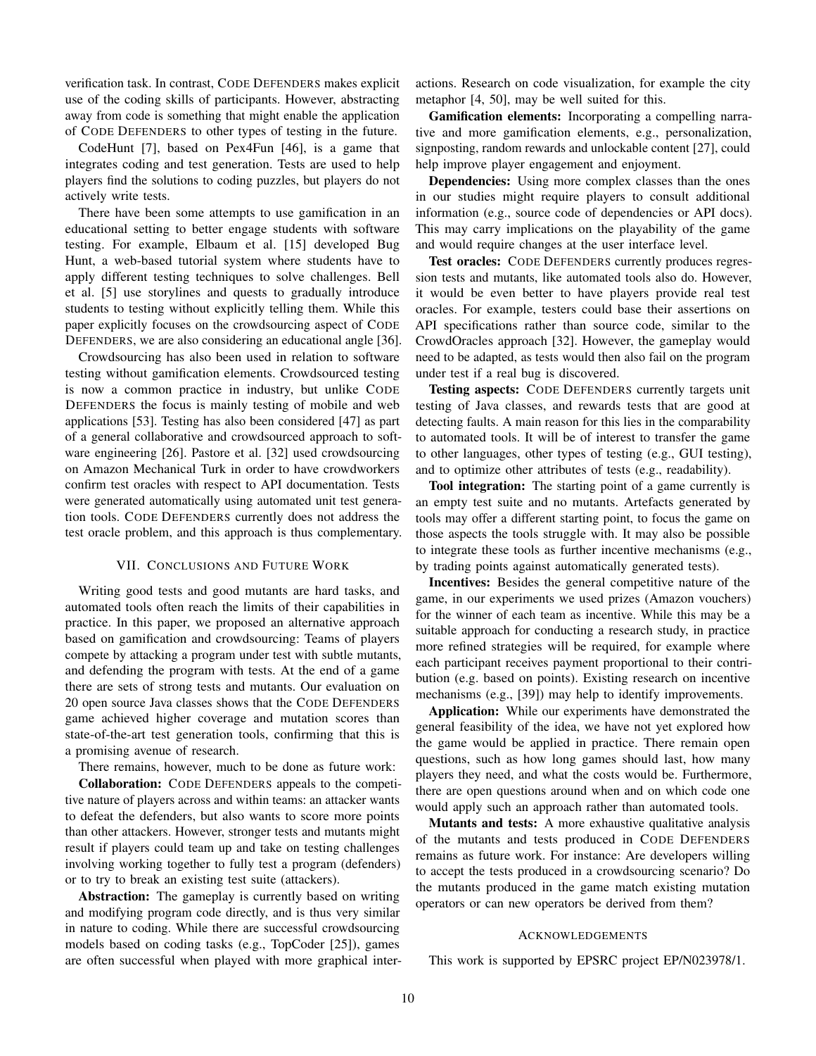verification task. In contrast, CODE DEFENDERS makes explicit use of the coding skills of participants. However, abstracting away from code is something that might enable the application of CODE DEFENDERS to other types of testing in the future.

CodeHunt [7], based on Pex4Fun [46], is a game that integrates coding and test generation. Tests are used to help players find the solutions to coding puzzles, but players do not actively write tests.

There have been some attempts to use gamification in an educational setting to better engage students with software testing. For example, Elbaum et al. [15] developed Bug Hunt, a web-based tutorial system where students have to apply different testing techniques to solve challenges. Bell et al. [5] use storylines and quests to gradually introduce students to testing without explicitly telling them. While this paper explicitly focuses on the crowdsourcing aspect of CODE DEFENDERS, we are also considering an educational angle [36].

Crowdsourcing has also been used in relation to software testing without gamification elements. Crowdsourced testing is now a common practice in industry, but unlike CODE DEFENDERS the focus is mainly testing of mobile and web applications [53]. Testing has also been considered [47] as part of a general collaborative and crowdsourced approach to software engineering [26]. Pastore et al. [32] used crowdsourcing on Amazon Mechanical Turk in order to have crowdworkers confirm test oracles with respect to API documentation. Tests were generated automatically using automated unit test generation tools. CODE DEFENDERS currently does not address the test oracle problem, and this approach is thus complementary.

## VII. CONCLUSIONS AND FUTURE WORK

Writing good tests and good mutants are hard tasks, and automated tools often reach the limits of their capabilities in practice. In this paper, we proposed an alternative approach based on gamification and crowdsourcing: Teams of players compete by attacking a program under test with subtle mutants, and defending the program with tests. At the end of a game there are sets of strong tests and mutants. Our evaluation on 20 open source Java classes shows that the CODE DEFENDERS game achieved higher coverage and mutation scores than state-of-the-art test generation tools, confirming that this is a promising avenue of research.

There remains, however, much to be done as future work:

**Collaboration:** CODE DEFENDERS appeals to the competitive nature of players across and within teams: an attacker wants to defeat the defenders, but also wants to score more points than other attackers. However, stronger tests and mutants might result if players could team up and take on testing challenges involving working together to fully test a program (defenders) or to try to break an existing test suite (attackers).

**Abstraction:** The gameplay is currently based on writing and modifying program code directly, and is thus very similar in nature to coding. While there are successful crowdsourcing models based on coding tasks (e.g., TopCoder [25]), games are often successful when played with more graphical interactions. Research on code visualization, for example the city metaphor [4, 50], may be well suited for this.

**Gamification elements:** Incorporating a compelling narrative and more gamification elements, e.g., personalization, signposting, random rewards and unlockable content [27], could help improve player engagement and enjoyment.

**Dependencies:** Using more complex classes than the ones in our studies might require players to consult additional information (e.g., source code of dependencies or API docs). This may carry implications on the playability of the game and would require changes at the user interface level.

**Test oracles:** CODE DEFENDERS currently produces regression tests and mutants, like automated tools also do. However, it would be even better to have players provide real test oracles. For example, testers could base their assertions on API specifications rather than source code, similar to the CrowdOracles approach [32]. However, the gameplay would need to be adapted, as tests would then also fail on the program under test if a real bug is discovered.

**Testing aspects:** CODE DEFENDERS currently targets unit testing of Java classes, and rewards tests that are good at detecting faults. A main reason for this lies in the comparability to automated tools. It will be of interest to transfer the game to other languages, other types of testing (e.g., GUI testing), and to optimize other attributes of tests (e.g., readability).

**Tool integration:** The starting point of a game currently is an empty test suite and no mutants. Artefacts generated by tools may offer a different starting point, to focus the game on those aspects the tools struggle with. It may also be possible to integrate these tools as further incentive mechanisms (e.g., by trading points against automatically generated tests).

**Incentives:** Besides the general competitive nature of the game, in our experiments we used prizes (Amazon vouchers) for the winner of each team as incentive. While this may be a suitable approach for conducting a research study, in practice more refined strategies will be required, for example where each participant receives payment proportional to their contribution (e.g. based on points). Existing research on incentive mechanisms (e.g., [39]) may help to identify improvements.

**Application:** While our experiments have demonstrated the general feasibility of the idea, we have not yet explored how the game would be applied in practice. There remain open questions, such as how long games should last, how many players they need, and what the costs would be. Furthermore, there are open questions around when and on which code one would apply such an approach rather than automated tools.

**Mutants and tests:** A more exhaustive qualitative analysis of the mutants and tests produced in CODE DEFENDERS remains as future work. For instance: Are developers willing to accept the tests produced in a crowdsourcing scenario? Do the mutants produced in the game match existing mutation operators or can new operators be derived from them?

## ACKNOWLEDGEMENTS

This work is supported by EPSRC project EP/N023978/1.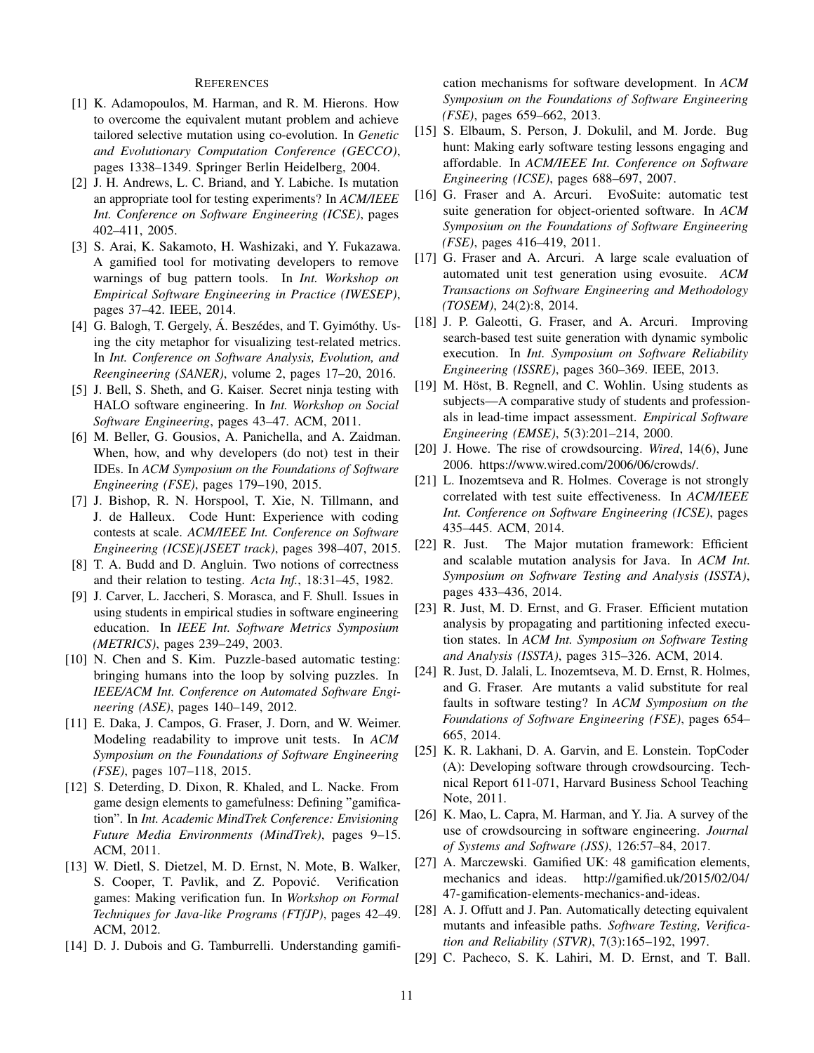# References

[1] K. Adamopoulos, M. Harman, and R. M. Hierons. How to overcome the equivalent mutant problem and achieve tailored selective mutation using co-evolution. In *Genetic and Evolutionary Computation Conference (GECCO)*, pages 1338–1349. Springer Berlin Heidelberg, 2004.

[2] J. H. Andrews, L. C. Briand, and Y. Labiche. Is mutation an appropriate tool for testing experiments? In *ACM/IEEE Int. Conference on Software Engineering (ICSE)*, pages 402–411, 2005.

[3] S. Arai, K. Sakamoto, H. Washizaki, and Y. Fukazawa. A gamified tool for motivating developers to remove warnings of bug pattern tools. In *Int. Workshop on Empirical Software Engineering in Practice (IWESEP)*, pages 37–42. IEEE, 2014.

[4] G. Balogh, T. Gergely, Á. Beszédes, and T. Gyimóthy. Using the city metaphor for visualizing test-related metrics. In *Int. Conference on Software Analysis, Evolution, and Reengineering (SANER)*, volume 2, pages 17–20, 2016.

[5] J. Bell, S. Sheth, and G. Kaiser. Secret ninja testing with HALO software engineering. In *Int. Workshop on Social Software Engineering*, pages 43–47. ACM, 2011.

[6] M. Beller, G. Gousios, A. Panichella, and A. Zaidman. When, how, and why developers (do not) test in their IDEs. In *ACM Symposium on the Foundations of Software Engineering (FSE)*, pages 179–190, 2015.

[7] J. Bishop, R. N. Horspool, T. Xie, N. Tillmann, and J. de Halleux. Code Hunt: Experience with coding contests at scale. *ACM/IEEE Int. Conference on Software Engineering (ICSE)(JSEET track)*, pages 398–407, 2015.

[8] T. A. Budd and D. Angluin. Two notions of correctness and their relation to testing. *Acta Inf.*, 18:31–45, 1982.

[9] J. Carver, L. Jaccheri, S. Morasca, and F. Shull. Issues in using students in empirical studies in software engineering education. In *IEEE Int. Software Metrics Symposium (METRICS)*, pages 239–249, 2003.

[10] N. Chen and S. Kim. Puzzle-based automatic testing: bringing humans into the loop by solving puzzles. In *IEEE/ACM Int. Conference on Automated Software Engineering (ASE)*, pages 140–149, 2012.

[11] E. Daka, J. Campos, G. Fraser, J. Dorn, and W. Weimer. Modeling readability to improve unit tests. In *ACM Symposium on the Foundations of Software Engineering (FSE)*, pages 107–118, 2015.

[12] S. Deterding, D. Dixon, R. Khaled, and L. Nacke. From game design elements to gamefulness: Defining "gamification". In *Int. Academic MindTrek Conference: Envisioning Future Media Environments (MindTrek)*, pages 9–15. ACM, 2011.

[13] W. Dietl, S. Dietzel, M. D. Ernst, N. Mote, B. Walker, S. Cooper, T. Pavlik, and Z. Popović. Verification games: Making verification fun. In *Workshop on Formal Techniques for Java-like Programs (FTfJP)*, pages 42–49. ACM, 2012.

[14] D. J. Dubois and G. Tamburrelli. Understanding gamification mechanisms for software development. In *ACM Symposium on the Foundations of Software Engineering (FSE)*, pages 659–662, 2013.

[15] S. Elbaum, S. Person, J. Dokulil, and M. Jorde. Bug hunt: Making early software testing lessons engaging and affordable. In *ACM/IEEE Int. Conference on Software Engineering (ICSE)*, pages 688–697, 2007.

[16] G. Fraser and A. Arcuri. EvoSuite: automatic test suite generation for object-oriented software. In *ACM Symposium on the Foundations of Software Engineering (FSE)*, pages 416–419, 2011.

[17] G. Fraser and A. Arcuri. A large scale evaluation of automated unit test generation using evosuite. *ACM Transactions on Software Engineering and Methodology (TOSEM)*, 24(2):8, 2014.

[18] J. P. Galeotti, G. Fraser, and A. Arcuri. Improving search-based test suite generation with dynamic symbolic execution. In *Int. Symposium on Software Reliability Engineering (ISSRE)*, pages 360–369. IEEE, 2013.

[19] M. Höst, B. Regnell, and C. Wohlin. Using students as subjects—A comparative study of students and professionals in lead-time impact assessment. *Empirical Software Engineering (EMSE)*, 5(3):201–214, 2000.

[20] J. Howe. The rise of crowdsourcing. *Wired*, 14(6), June 2006. https://www.wired.com/2006/06/crowds/.

[21] L. Inozemtseva and R. Holmes. Coverage is not strongly correlated with test suite effectiveness. In *ACM/IEEE Int. Conference on Software Engineering (ICSE)*, pages 435–445. ACM, 2014.

[22] R. Just. The Major mutation framework: Efficient and scalable mutation analysis for Java. In *ACM Int. Symposium on Software Testing and Analysis (ISSTA)*, pages 433–436, 2014.

[23] R. Just, M. D. Ernst, and G. Fraser. Efficient mutation analysis by propagating and partitioning infected execution states. In *ACM Int. Symposium on Software Testing and Analysis (ISSTA)*, pages 315–326. ACM, 2014.

[24] R. Just, D. Jalali, L. Inozemtseva, M. D. Ernst, R. Holmes, and G. Fraser. Are mutants a valid substitute for real faults in software testing? In *ACM Symposium on the Foundations of Software Engineering (FSE)*, pages 654–665, 2014.

[25] K. R. Lakhani, D. A. Garvin, and E. Lonstein. TopCoder (A): Developing software through crowdsourcing. Technical Report 611-071, Harvard Business School Teaching Note, 2011.

[26] K. Mao, L. Capra, M. Harman, and Y. Jia. A survey of the use of crowdsourcing in software engineering. *Journal of Systems and Software (JSS)*, 126:57–84, 2017.

[27] A. Marczewski. Gamified UK: 48 gamification elements, mechanics and ideas. http://gamified.uk/2015/02/04/47-gamification-elements-mechanics-and-ideas.

[28] A. J. Offutt and J. Pan. Automatically detecting equivalent mutants and infeasible paths. *Software Testing, Verification and Reliability (STVR)*, 7(3):165–192, 1997.

[29] C. Pacheco, S. K. Lahiri, M. D. Ernst, and T. Ball.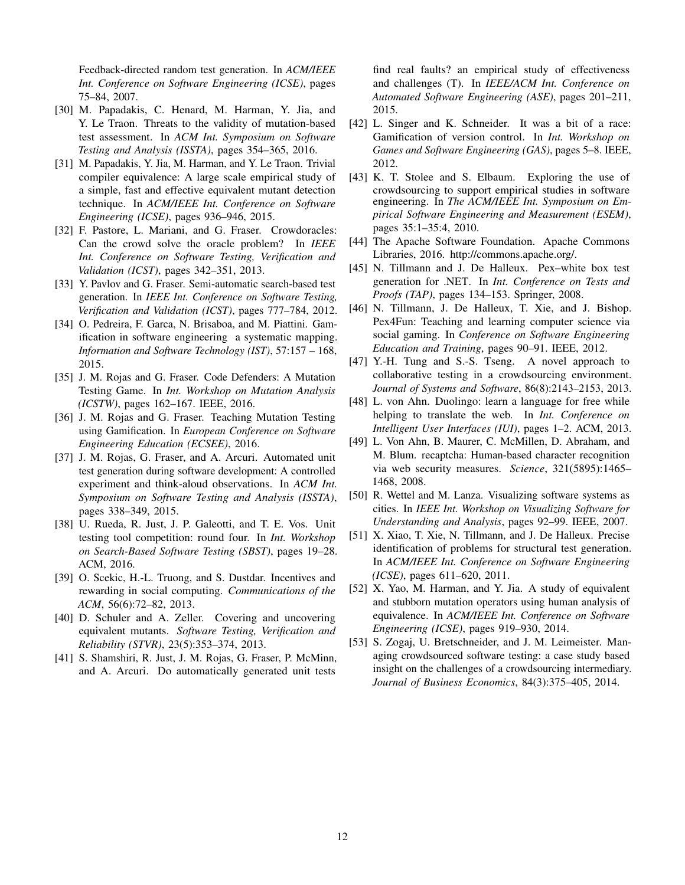Feedback-directed random test generation. In *ACM/IEEE Int. Conference on Software Engineering (ICSE)*, pages 75–84, 2007.

[30] M. Papadakis, C. Henard, M. Harman, Y. Jia, and Y. Le Traon. Threats to the validity of mutation-based test assessment. In *ACM Int. Symposium on Software Testing and Analysis (ISSTA)*, pages 354–365, 2016.

[31] M. Papadakis, Y. Jia, M. Harman, and Y. Le Traon. Trivial compiler equivalence: A large scale empirical study of a simple, fast and effective equivalent mutant detection technique. In *ACM/IEEE Int. Conference on Software Engineering (ICSE)*, pages 936–946, 2015.

[32] F. Pastore, L. Mariani, and G. Fraser. Crowdoracles: Can the crowd solve the oracle problem? In *IEEE Int. Conference on Software Testing, Verification and Validation (ICST)*, pages 342–351, 2013.

[33] Y. Pavlov and G. Fraser. Semi-automatic search-based test generation. In *IEEE Int. Conference on Software Testing, Verification and Validation (ICST)*, pages 777–784, 2012.

[34] O. Pedreira, F. Garca, N. Brisaboa, and M. Piattini. Gamification in software engineering a systematic mapping. *Information and Software Technology (IST)*, 57:157 – 168, 2015.

[35] J. M. Rojas and G. Fraser. Code Defenders: A Mutation Testing Game. In *Int. Workshop on Mutation Analysis (ICSTW)*, pages 162–167. IEEE, 2016.

[36] J. M. Rojas and G. Fraser. Teaching Mutation Testing using Gamification. In *European Conference on Software Engineering Education (ECSEE)*, 2016.

[37] J. M. Rojas, G. Fraser, and A. Arcuri. Automated unit test generation during software development: A controlled experiment and think-aloud observations. In *ACM Int. Symposium on Software Testing and Analysis (ISSTA)*, pages 338–349, 2015.

[38] U. Rueda, R. Just, J. P. Galeotti, and T. E. Vos. Unit testing tool competition: round four. In *Int. Workshop on Search-Based Software Testing (SBST)*, pages 19–28. ACM, 2016.

[39] O. Scekic, H.-L. Truong, and S. Dustdar. Incentives and rewarding in social computing. *Communications of the ACM*, 56(6):72–82, 2013.

[40] D. Schuler and A. Zeller. Covering and uncovering equivalent mutants. *Software Testing, Verification and Reliability (STVR)*, 23(5):353–374, 2013.

[41] S. Shamshiri, R. Just, J. M. Rojas, G. Fraser, P. McMinn, and A. Arcuri. Do automatically generated unit tests find real faults? an empirical study of effectiveness and challenges (T). In *IEEE/ACM Int. Conference on Automated Software Engineering (ASE)*, pages 201–211, 2015.

[42] L. Singer and K. Schneider. It was a bit of a race: Gamification of version control. In *Int. Workshop on Games and Software Engineering (GAS)*, pages 5–8. IEEE, 2012.

[43] K. T. Stolee and S. Elbaum. Exploring the use of crowdsourcing to support empirical studies in software engineering. In *The ACM/IEEE Int. Symposium on Empirical Software Engineering and Measurement (ESEM)*, pages 35:1–35:4, 2010.

[44] The Apache Software Foundation. Apache Commons Libraries, 2016. http://commons.apache.org/.

[45] N. Tillmann and J. De Halleux. Pex–white box test generation for .NET. In *Int. Conference on Tests and Proofs (TAP)*, pages 134–153. Springer, 2008.

[46] N. Tillmann, J. De Halleux, T. Xie, and J. Bishop. Pex4Fun: Teaching and learning computer science via social gaming. In *Conference on Software Engineering Education and Training*, pages 90–91. IEEE, 2012.

[47] Y.-H. Tung and S.-S. Tseng. A novel approach to collaborative testing in a crowdsourcing environment. *Journal of Systems and Software*, 86(8):2143–2153, 2013.

[48] L. von Ahn. Duolingo: learn a language for free while helping to translate the web. In *Int. Conference on Intelligent User Interfaces (IUI)*, pages 1–2. ACM, 2013.

[49] L. Von Ahn, B. Maurer, C. McMillen, D. Abraham, and M. Blum. recaptcha: Human-based character recognition via web security measures. *Science*, 321(5895):1465–1468, 2008.

[50] R. Wettel and M. Lanza. Visualizing software systems as cities. In *IEEE Int. Workshop on Visualizing Software for Understanding and Analysis*, pages 92–99. IEEE, 2007.

[51] X. Xiao, T. Xie, N. Tillmann, and J. De Halleux. Precise identification of problems for structural test generation. In *ACM/IEEE Int. Conference on Software Engineering (ICSE)*, pages 611–620, 2011.

[52] X. Yao, M. Harman, and Y. Jia. A study of equivalent and stubborn mutation operators using human analysis of equivalence. In *ACM/IEEE Int. Conference on Software Engineering (ICSE)*, pages 919–930, 2014.

[53] S. Zogaj, U. Bretschneider, and J. M. Leimeister. Managing crowdsourced software testing: a case study based insight on the challenges of a crowdsourcing intermediary. *Journal of Business Economics*, 84(3):375–405, 2014.